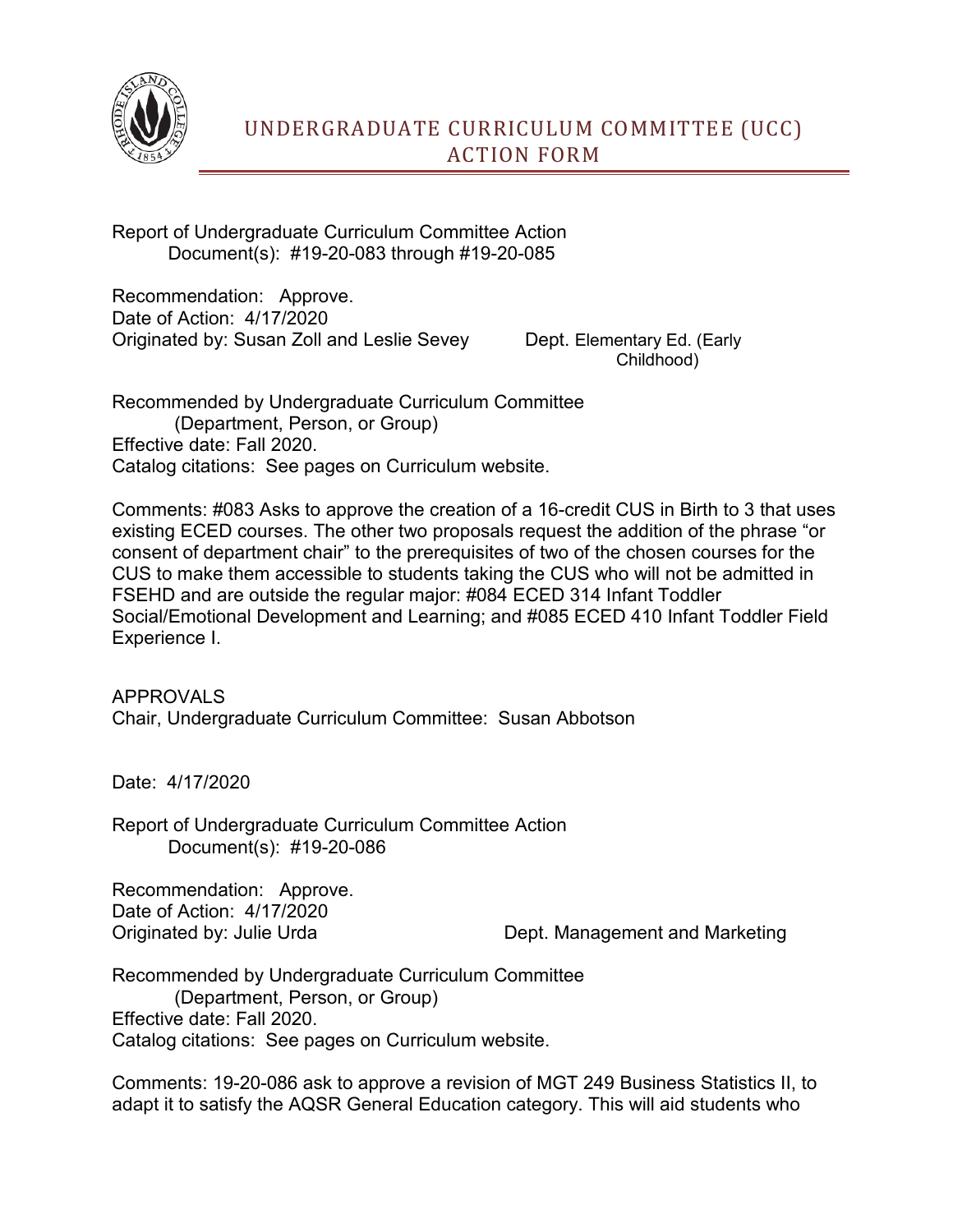# UNDERGRADUATE CURRICULUM COMMITTEE (UCC) ACTION FORM

Report of Undergraduate Curriculum Committee Action
Document(s): #19-20-083 through #19-20-085

Recommendation: Approve.
Date of Action: 4/17/2020
Originated by: Susan Zoll and Leslie Sevey Dept. Elementary Ed. (Early Childhood)

Recommended by Undergraduate Curriculum Committee
(Department, Person, or Group)
Effective date: Fall 2020.
Catalog citations: See pages on Curriculum website.

Comments: #083 Asks to approve the creation of a 16-credit CUS in Birth to 3 that uses existing ECED courses. The other two proposals request the addition of the phrase "or consent of department chair" to the prerequisites of two of the chosen courses for the CUS to make them accessible to students taking the CUS who will not be admitted in FSEHD and are outside the regular major: #084 ECED 314 Infant Toddler Social/Emotional Development and Learning; and #085 ECED 410 Infant Toddler Field Experience I.

APPROVALS
Chair, Undergraduate Curriculum Committee: Susan Abbotson

Date: 4/17/2020

Report of Undergraduate Curriculum Committee Action
Document(s): #19-20-086

Recommendation: Approve.
Date of Action: 4/17/2020
Originated by: Julie Urda Dept. Management and Marketing

Recommended by Undergraduate Curriculum Committee
(Department, Person, or Group)
Effective date: Fall 2020.
Catalog citations: See pages on Curriculum website.

Comments: 19-20-086 ask to approve a revision of MGT 249 Business Statistics II, to adapt it to satisfy the AQSR General Education category. This will aid students who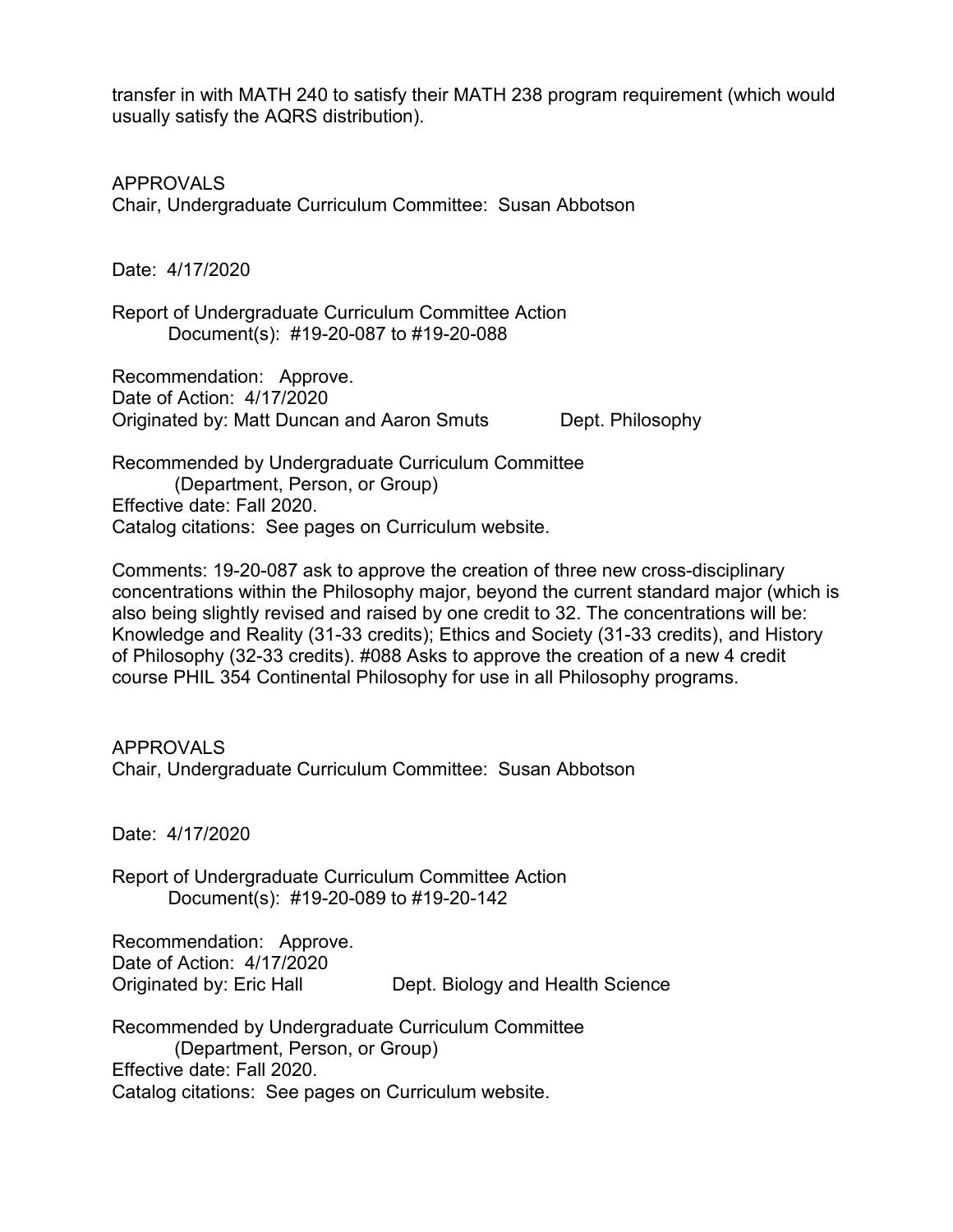transfer in with MATH 240 to satisfy their MATH 238 program requirement (which would usually satisfy the AQRS distribution).

APPROVALS
Chair, Undergraduate Curriculum Committee: Susan Abbotson

Date: 4/17/2020

Report of Undergraduate Curriculum Committee Action
Document(s): #19-20-087 to #19-20-088

Recommendation: Approve.
Date of Action: 4/17/2020
Originated by: Matt Duncan and Aaron Smuts Dept. Philosophy

Recommended by Undergraduate Curriculum Committee
(Department, Person, or Group)
Effective date: Fall 2020.
Catalog citations: See pages on Curriculum website.

Comments: 19-20-087 ask to approve the creation of three new cross-disciplinary concentrations within the Philosophy major, beyond the current standard major (which is also being slightly revised and raised by one credit to 32. The concentrations will be: Knowledge and Reality (31-33 credits); Ethics and Society (31-33 credits), and History of Philosophy (32-33 credits). #088 Asks to approve the creation of a new 4 credit course PHIL 354 Continental Philosophy for use in all Philosophy programs.

APPROVALS
Chair, Undergraduate Curriculum Committee: Susan Abbotson

Date: 4/17/2020

Report of Undergraduate Curriculum Committee Action
Document(s): #19-20-089 to #19-20-142

Recommendation: Approve.
Date of Action: 4/17/2020
Originated by: Eric Hall Dept. Biology and Health Science

Recommended by Undergraduate Curriculum Committee
(Department, Person, or Group)
Effective date: Fall 2020.
Catalog citations: See pages on Curriculum website.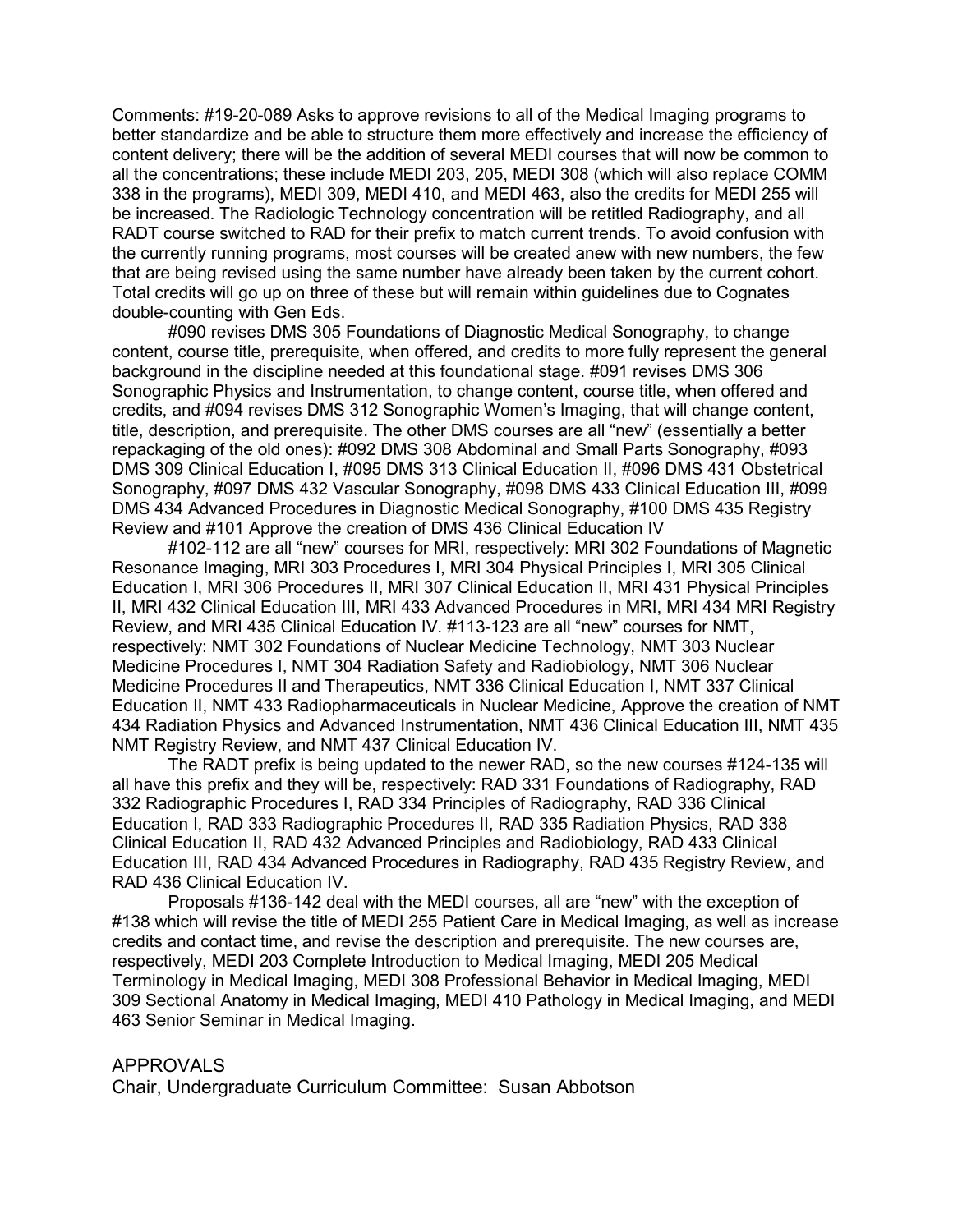Comments: #19-20-089 Asks to approve revisions to all of the Medical Imaging programs to better standardize and be able to structure them more effectively and increase the efficiency of content delivery; there will be the addition of several MEDI courses that will now be common to all the concentrations; these include MEDI 203, 205, MEDI 308 (which will also replace COMM 338 in the programs), MEDI 309, MEDI 410, and MEDI 463, also the credits for MEDI 255 will be increased. The Radiologic Technology concentration will be retitled Radiography, and all RADT course switched to RAD for their prefix to match current trends. To avoid confusion with the currently running programs, most courses will be created anew with new numbers, the few that are being revised using the same number have already been taken by the current cohort. Total credits will go up on three of these but will remain within guidelines due to Cognates double-counting with Gen Eds.

#090 revises DMS 305 Foundations of Diagnostic Medical Sonography, to change content, course title, prerequisite, when offered, and credits to more fully represent the general background in the discipline needed at this foundational stage. #091 revises DMS 306 Sonographic Physics and Instrumentation, to change content, course title, when offered and credits, and #094 revises DMS 312 Sonographic Women's Imaging, that will change content, title, description, and prerequisite. The other DMS courses are all "new" (essentially a better repackaging of the old ones): #092 DMS 308 Abdominal and Small Parts Sonography, #093 DMS 309 Clinical Education I, #095 DMS 313 Clinical Education II, #096 DMS 431 Obstetrical Sonography, #097 DMS 432 Vascular Sonography, #098 DMS 433 Clinical Education III, #099 DMS 434 Advanced Procedures in Diagnostic Medical Sonography, #100 DMS 435 Registry Review and #101 Approve the creation of DMS 436 Clinical Education IV

#102-112 are all "new" courses for MRI, respectively: MRI 302 Foundations of Magnetic Resonance Imaging, MRI 303 Procedures I, MRI 304 Physical Principles I, MRI 305 Clinical Education I, MRI 306 Procedures II, MRI 307 Clinical Education II, MRI 431 Physical Principles II, MRI 432 Clinical Education III, MRI 433 Advanced Procedures in MRI, MRI 434 MRI Registry Review, and MRI 435 Clinical Education IV. #113-123 are all "new" courses for NMT, respectively: NMT 302 Foundations of Nuclear Medicine Technology, NMT 303 Nuclear Medicine Procedures I, NMT 304 Radiation Safety and Radiobiology, NMT 306 Nuclear Medicine Procedures II and Therapeutics, NMT 336 Clinical Education I, NMT 337 Clinical Education II, NMT 433 Radiopharmaceuticals in Nuclear Medicine, Approve the creation of NMT 434 Radiation Physics and Advanced Instrumentation, NMT 436 Clinical Education III, NMT 435 NMT Registry Review, and NMT 437 Clinical Education IV.

The RADT prefix is being updated to the newer RAD, so the new courses #124-135 will all have this prefix and they will be, respectively: RAD 331 Foundations of Radiography, RAD 332 Radiographic Procedures I, RAD 334 Principles of Radiography, RAD 336 Clinical Education I, RAD 333 Radiographic Procedures II, RAD 335 Radiation Physics, RAD 338 Clinical Education II, RAD 432 Advanced Principles and Radiobiology, RAD 433 Clinical Education III, RAD 434 Advanced Procedures in Radiography, RAD 435 Registry Review, and RAD 436 Clinical Education IV.

Proposals #136-142 deal with the MEDI courses, all are "new" with the exception of #138 which will revise the title of MEDI 255 Patient Care in Medical Imaging, as well as increase credits and contact time, and revise the description and prerequisite. The new courses are, respectively, MEDI 203 Complete Introduction to Medical Imaging, MEDI 205 Medical Terminology in Medical Imaging, MEDI 308 Professional Behavior in Medical Imaging, MEDI 309 Sectional Anatomy in Medical Imaging, MEDI 410 Pathology in Medical Imaging, and MEDI 463 Senior Seminar in Medical Imaging.

APPROVALS

Chair, Undergraduate Curriculum Committee: Susan Abbotson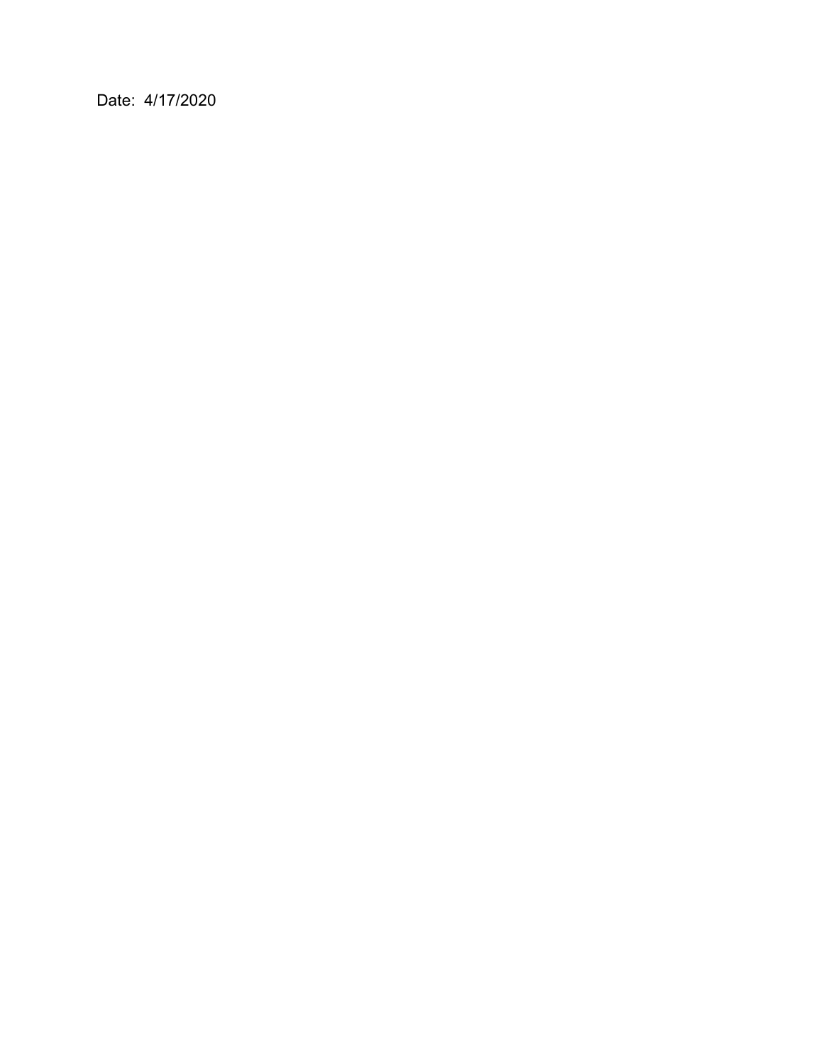Date: 4/17/2020